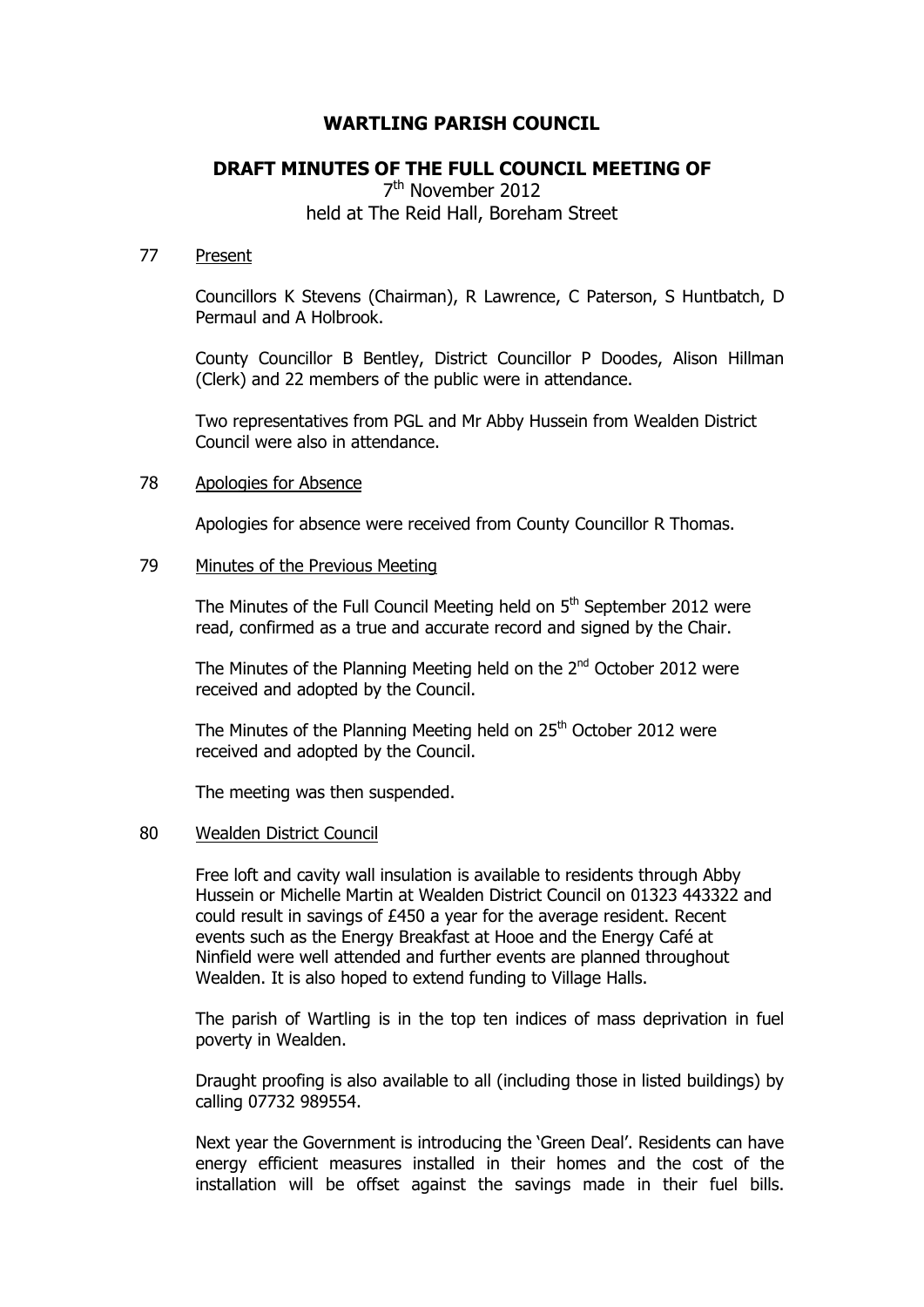# WARTLING PARISH COUNCIL

## DRAFT MINUTES OF THE FULL COUNCIL MEETING OF

7th November 2012
held at The Reid Hall, Boreham Street

77 Present

Councillors K Stevens (Chairman), R Lawrence, C Paterson, S Huntbatch, D Permaul and A Holbrook.

County Councillor B Bentley, District Councillor P Doodes, Alison Hillman (Clerk) and 22 members of the public were in attendance.

Two representatives from PGL and Mr Abby Hussein from Wealden District Council were also in attendance.

78 Apologies for Absence

Apologies for absence were received from County Councillor R Thomas.

79 Minutes of the Previous Meeting

The Minutes of the Full Council Meeting held on 5th September 2012 were read, confirmed as a true and accurate record and signed by the Chair.

The Minutes of the Planning Meeting held on the 2nd October 2012 were received and adopted by the Council.

The Minutes of the Planning Meeting held on 25th October 2012 were received and adopted by the Council.

The meeting was then suspended.

80 Wealden District Council

Free loft and cavity wall insulation is available to residents through Abby Hussein or Michelle Martin at Wealden District Council on 01323 443322 and could result in savings of £450 a year for the average resident. Recent events such as the Energy Breakfast at Hooe and the Energy Café at Ninfield were well attended and further events are planned throughout Wealden. It is also hoped to extend funding to Village Halls.

The parish of Wartling is in the top ten indices of mass deprivation in fuel poverty in Wealden.

Draught proofing is also available to all (including those in listed buildings) by calling 07732 989554.

Next year the Government is introducing the 'Green Deal'. Residents can have energy efficient measures installed in their homes and the cost of the installation will be offset against the savings made in their fuel bills.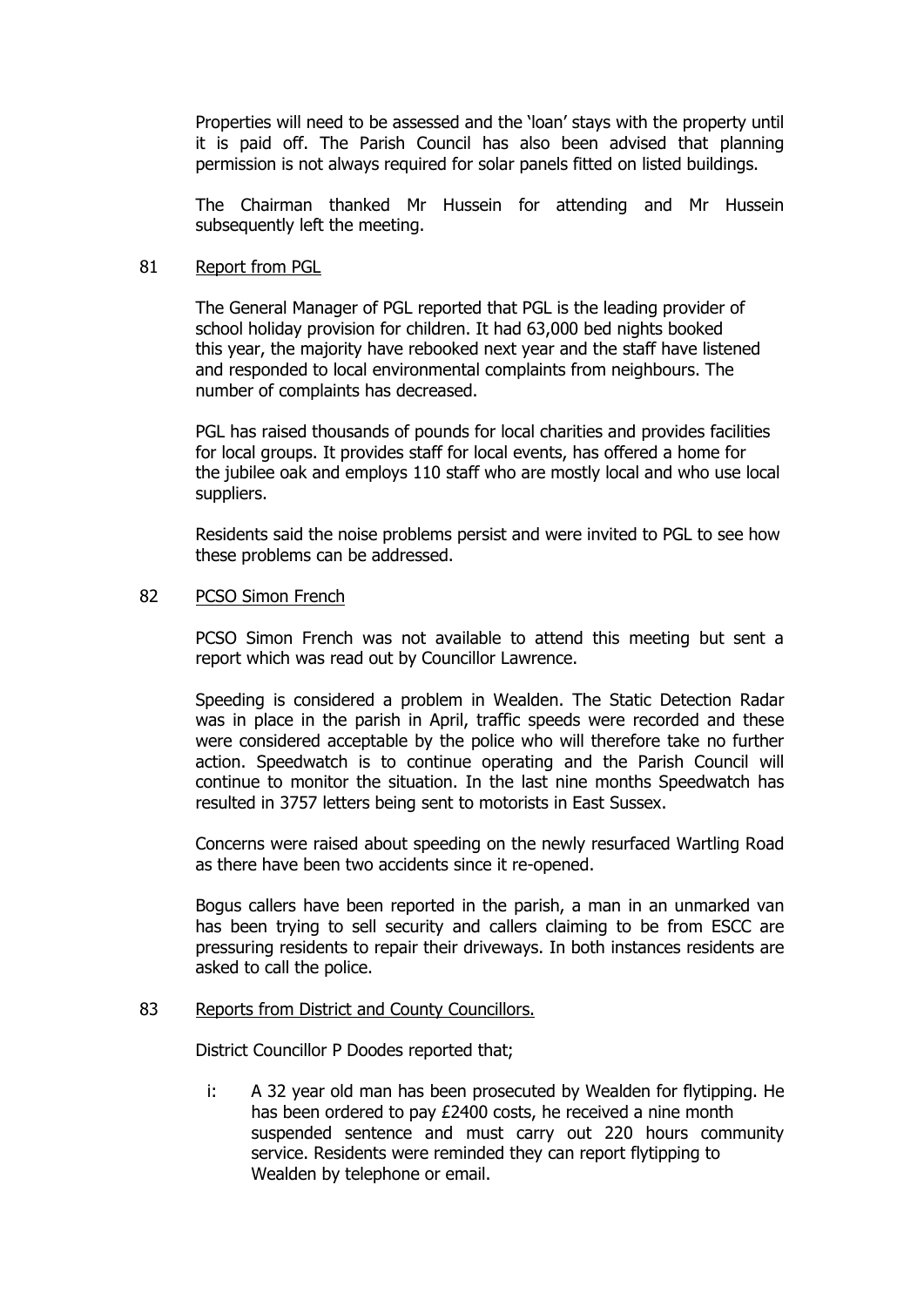Properties will need to be assessed and the 'loan' stays with the property until it is paid off. The Parish Council has also been advised that planning permission is not always required for solar panels fitted on listed buildings.

The Chairman thanked Mr Hussein for attending and Mr Hussein subsequently left the meeting.

81 <u>Report from PGL</u>

The General Manager of PGL reported that PGL is the leading provider of school holiday provision for children. It had 63,000 bed nights booked this year, the majority have rebooked next year and the staff have listened and responded to local environmental complaints from neighbours. The number of complaints has decreased.

PGL has raised thousands of pounds for local charities and provides facilities for local groups. It provides staff for local events, has offered a home for the jubilee oak and employs 110 staff who are mostly local and who use local suppliers.

Residents said the noise problems persist and were invited to PGL to see how these problems can be addressed.

82 <u>PCSO Simon French</u>

PCSO Simon French was not available to attend this meeting but sent a report which was read out by Councillor Lawrence.

Speeding is considered a problem in Wealden. The Static Detection Radar was in place in the parish in April, traffic speeds were recorded and these were considered acceptable by the police who will therefore take no further action. Speedwatch is to continue operating and the Parish Council will continue to monitor the situation. In the last nine months Speedwatch has resulted in 3757 letters being sent to motorists in East Sussex.

Concerns were raised about speeding on the newly resurfaced Wartling Road as there have been two accidents since it re-opened.

Bogus callers have been reported in the parish, a man in an unmarked van has been trying to sell security and callers claiming to be from ESCC are pressuring residents to repair their driveways. In both instances residents are asked to call the police.

83 <u>Reports from District and County Councillors.</u>

District Councillor P Doodes reported that;

i: A 32 year old man has been prosecuted by Wealden for flytipping. He has been ordered to pay £2400 costs, he received a nine month suspended sentence and must carry out 220 hours community service. Residents were reminded they can report flytipping to Wealden by telephone or email.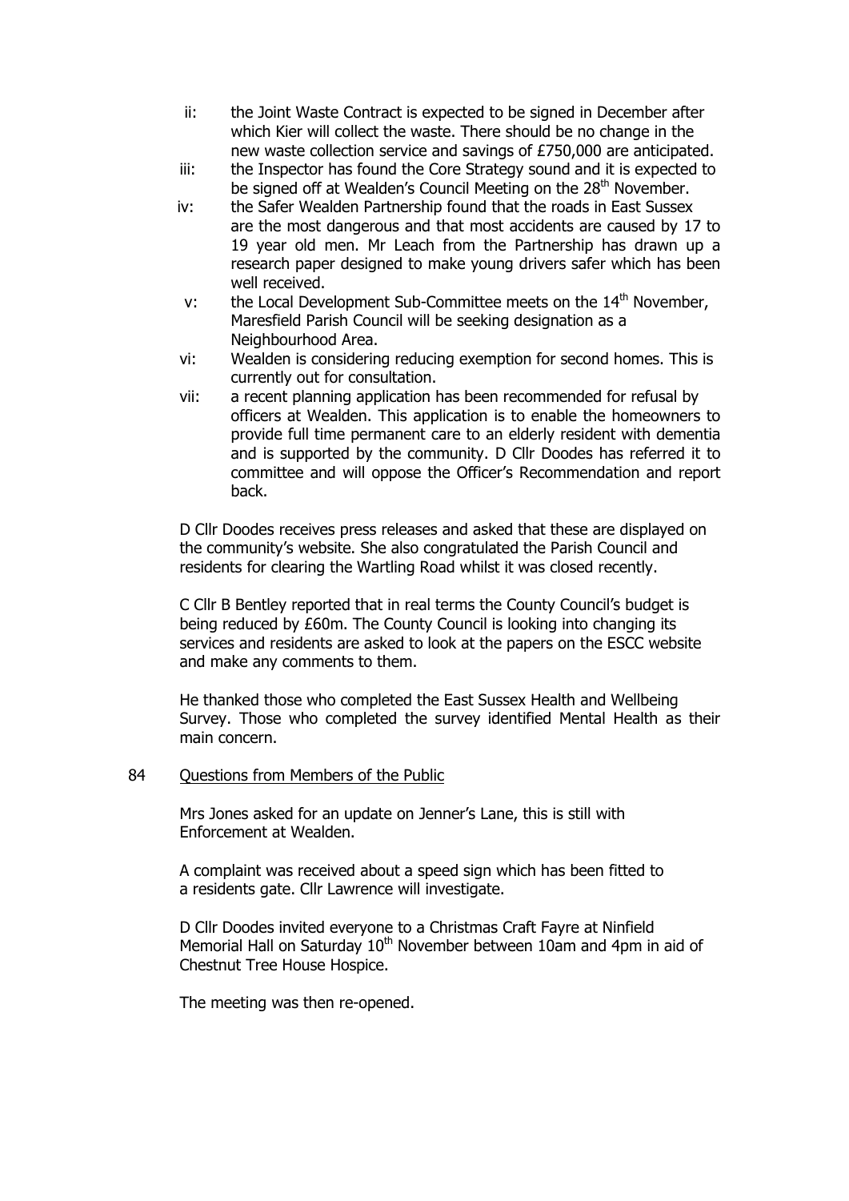ii: the Joint Waste Contract is expected to be signed in December after which Kier will collect the waste. There should be no change in the new waste collection service and savings of £750,000 are anticipated.

iii: the Inspector has found the Core Strategy sound and it is expected to be signed off at Wealden's Council Meeting on the 28th November.

iv: the Safer Wealden Partnership found that the roads in East Sussex are the most dangerous and that most accidents are caused by 17 to 19 year old men. Mr Leach from the Partnership has drawn up a research paper designed to make young drivers safer which has been well received.

v: the Local Development Sub-Committee meets on the 14th November, Maresfield Parish Council will be seeking designation as a Neighbourhood Area.

vi: Wealden is considering reducing exemption for second homes. This is currently out for consultation.

vii: a recent planning application has been recommended for refusal by officers at Wealden. This application is to enable the homeowners to provide full time permanent care to an elderly resident with dementia and is supported by the community. D Cllr Doodes has referred it to committee and will oppose the Officer's Recommendation and report back.

D Cllr Doodes receives press releases and asked that these are displayed on the community's website. She also congratulated the Parish Council and residents for clearing the Wartling Road whilst it was closed recently.

C Cllr B Bentley reported that in real terms the County Council's budget is being reduced by £60m. The County Council is looking into changing its services and residents are asked to look at the papers on the ESCC website and make any comments to them.

He thanked those who completed the East Sussex Health and Wellbeing Survey. Those who completed the survey identified Mental Health as their main concern.

84 Questions from Members of the Public

Mrs Jones asked for an update on Jenner's Lane, this is still with Enforcement at Wealden.

A complaint was received about a speed sign which has been fitted to a residents gate. Cllr Lawrence will investigate.

D Cllr Doodes invited everyone to a Christmas Craft Fayre at Ninfield Memorial Hall on Saturday 10th November between 10am and 4pm in aid of Chestnut Tree House Hospice.

The meeting was then re-opened.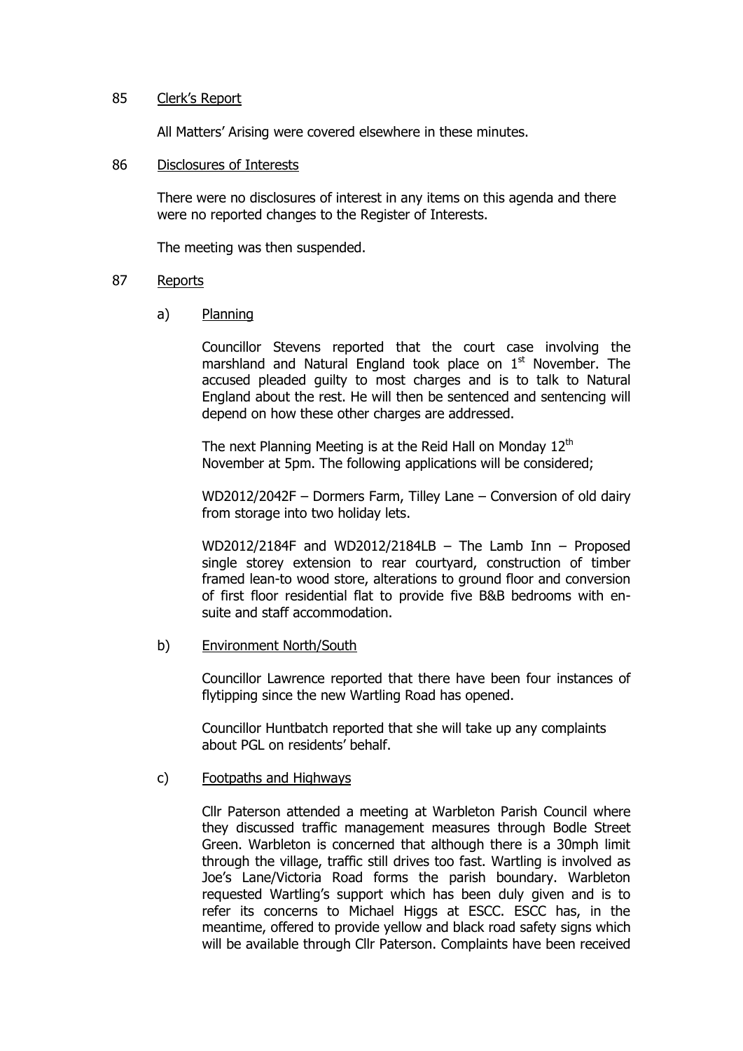85 <u>Clerk's Report</u>

All Matters' Arising were covered elsewhere in these minutes.

86 <u>Disclosures of Interests</u>

There were no disclosures of interest in any items on this agenda and there were no reported changes to the Register of Interests.

The meeting was then suspended.

87 <u>Reports</u>

a) <u>Planning</u>

Councillor Stevens reported that the court case involving the marshland and Natural England took place on 1st November. The accused pleaded guilty to most charges and is to talk to Natural England about the rest. He will then be sentenced and sentencing will depend on how these other charges are addressed.

The next Planning Meeting is at the Reid Hall on Monday 12th November at 5pm. The following applications will be considered;

WD2012/2042F – Dormers Farm, Tilley Lane – Conversion of old dairy from storage into two holiday lets.

WD2012/2184F and WD2012/2184LB – The Lamb Inn – Proposed single storey extension to rear courtyard, construction of timber framed lean-to wood store, alterations to ground floor and conversion of first floor residential flat to provide five B&B bedrooms with en-suite and staff accommodation.

b) <u>Environment North/South</u>

Councillor Lawrence reported that there have been four instances of flytipping since the new Wartling Road has opened.

Councillor Huntbatch reported that she will take up any complaints about PGL on residents' behalf.

c) <u>Footpaths and Highways</u>

Cllr Paterson attended a meeting at Warbleton Parish Council where they discussed traffic management measures through Bodle Street Green. Warbleton is concerned that although there is a 30mph limit through the village, traffic still drives too fast. Wartling is involved as Joe's Lane/Victoria Road forms the parish boundary. Warbleton requested Wartling's support which has been duly given and is to refer its concerns to Michael Higgs at ESCC. ESCC has, in the meantime, offered to provide yellow and black road safety signs which will be available through Cllr Paterson. Complaints have been received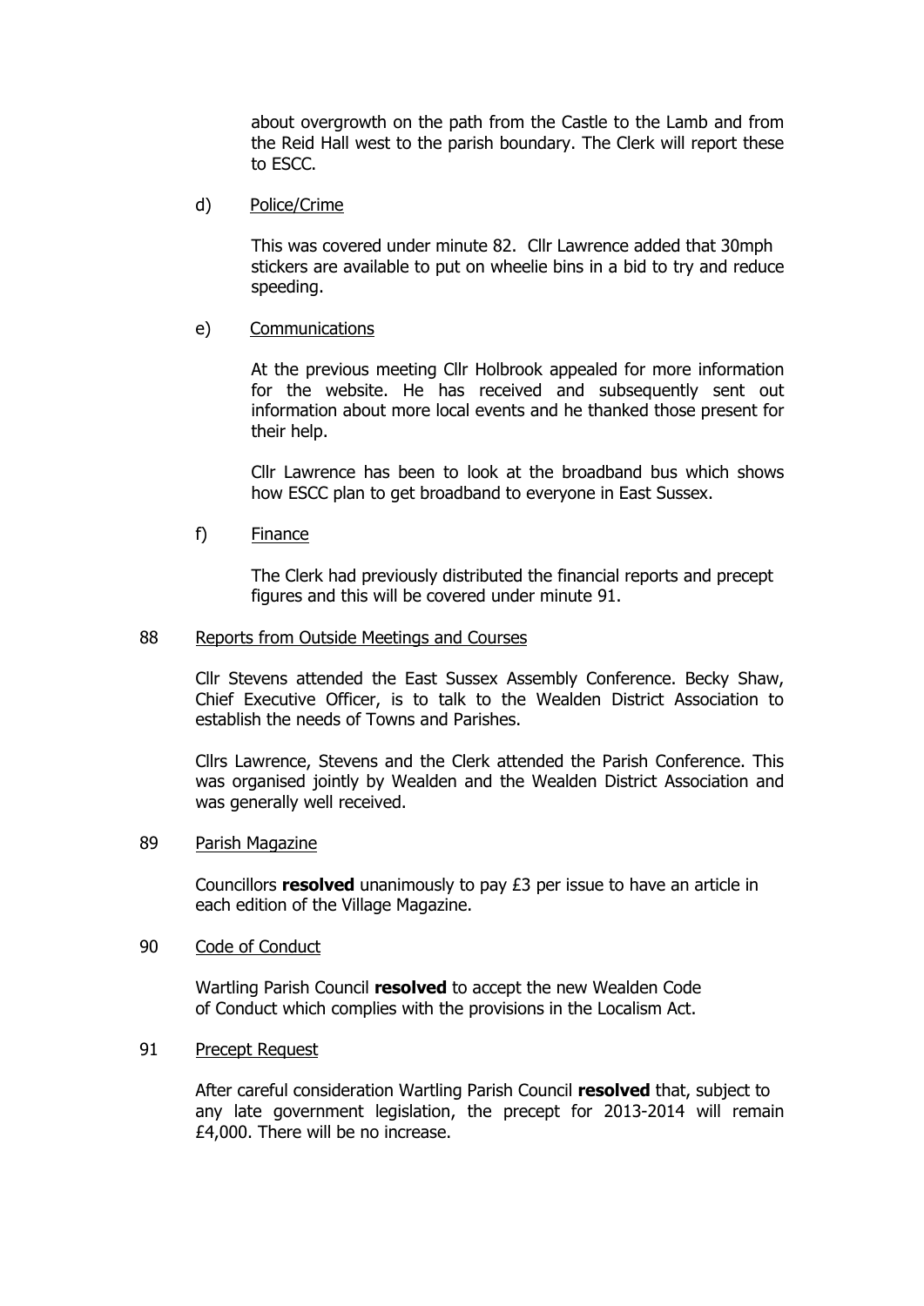about overgrowth on the path from the Castle to the Lamb and from the Reid Hall west to the parish boundary. The Clerk will report these to ESCC.

d) Police/Crime

This was covered under minute 82. Cllr Lawrence added that 30mph stickers are available to put on wheelie bins in a bid to try and reduce speeding.

e) Communications

At the previous meeting Cllr Holbrook appealed for more information for the website. He has received and subsequently sent out information about more local events and he thanked those present for their help.

Cllr Lawrence has been to look at the broadband bus which shows how ESCC plan to get broadband to everyone in East Sussex.

f) Finance

The Clerk had previously distributed the financial reports and precept figures and this will be covered under minute 91.

88 Reports from Outside Meetings and Courses

Cllr Stevens attended the East Sussex Assembly Conference. Becky Shaw, Chief Executive Officer, is to talk to the Wealden District Association to establish the needs of Towns and Parishes.

Cllrs Lawrence, Stevens and the Clerk attended the Parish Conference. This was organised jointly by Wealden and the Wealden District Association and was generally well received.

89 Parish Magazine

Councillors **resolved** unanimously to pay £3 per issue to have an article in each edition of the Village Magazine.

90 Code of Conduct

Wartling Parish Council **resolved** to accept the new Wealden Code of Conduct which complies with the provisions in the Localism Act.

91 Precept Request

After careful consideration Wartling Parish Council **resolved** that, subject to any late government legislation, the precept for 2013-2014 will remain £4,000. There will be no increase.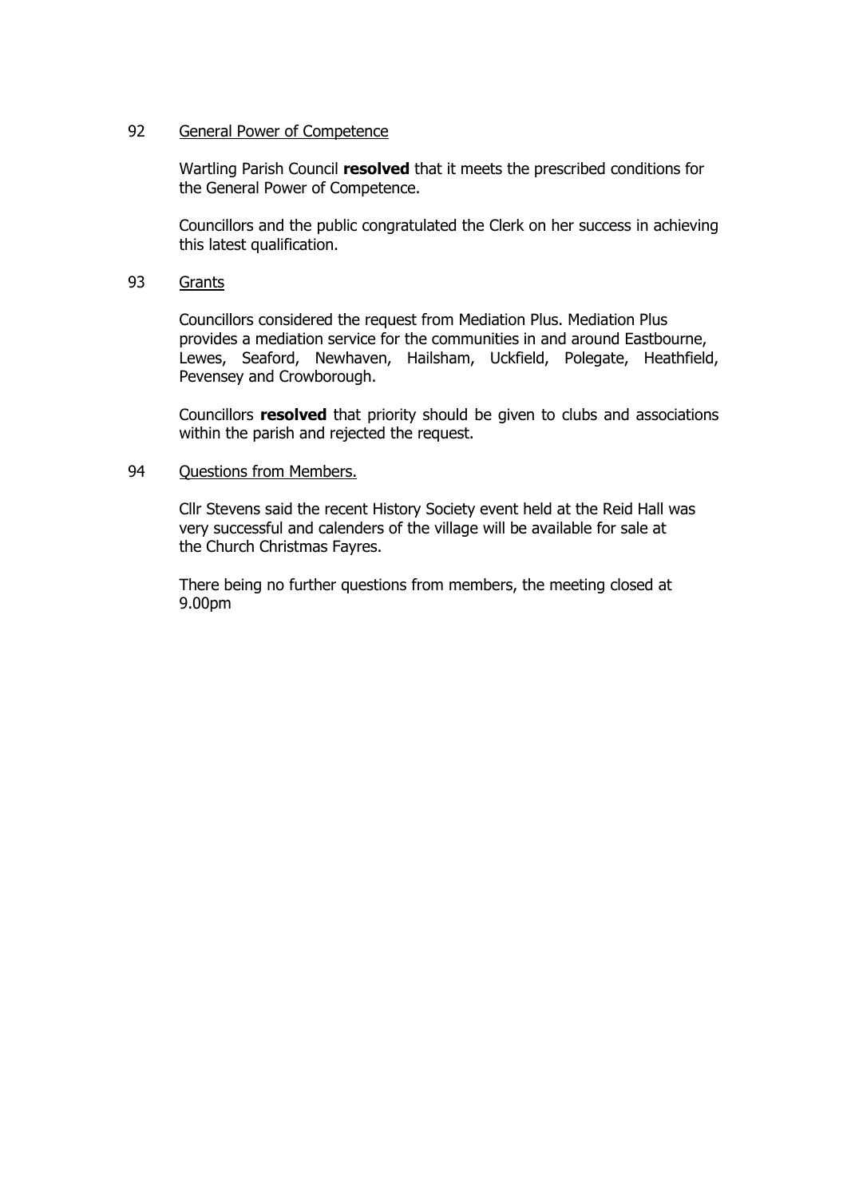92 General Power of Competence

Wartling Parish Council **resolved** that it meets the prescribed conditions for the General Power of Competence.

Councillors and the public congratulated the Clerk on her success in achieving this latest qualification.

93 Grants

Councillors considered the request from Mediation Plus. Mediation Plus provides a mediation service for the communities in and around Eastbourne, Lewes, Seaford, Newhaven, Hailsham, Uckfield, Polegate, Heathfield, Pevensey and Crowborough.

Councillors **resolved** that priority should be given to clubs and associations within the parish and rejected the request.

94 Questions from Members.

Cllr Stevens said the recent History Society event held at the Reid Hall was very successful and calenders of the village will be available for sale at the Church Christmas Fayres.

There being no further questions from members, the meeting closed at 9.00pm